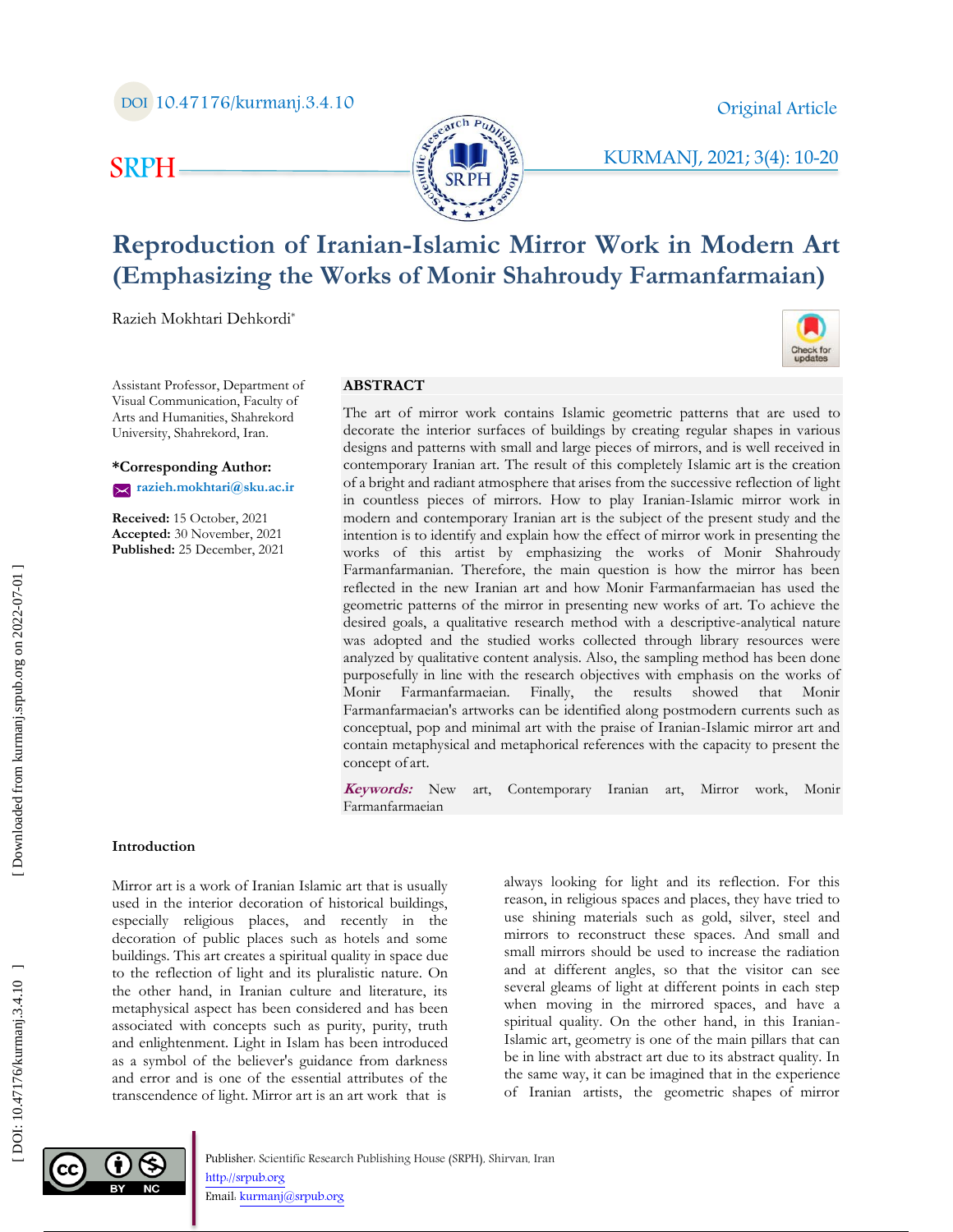DOI 10.47176/kurmanj.3.4.10

Original Article

# Reproduction of Iranian-Islamic Mirror Work in Modern Art (Emphasizing the Works of Monir Shahroudy Farmanfarmaian)

Razieh Mokhtari Dehkordi*

Assistant Professor, Department of Visual Communication, Faculty of Arts and Humanities, Shahrekord University, Shahrekord, Iran.

**\*Corresponding Author:**
**razieh.mokhtari@sku.ac.ir**

**Received:** 15 October, 2021
**Accepted:** 30 November, 2021
**Published:** 25 December, 2021

## ABSTRACT

The art of mirror work contains Islamic geometric patterns that are used to decorate the interior surfaces of buildings by creating regular shapes in various designs and patterns with small and large pieces of mirrors, and is well received in contemporary Iranian art. The result of this completely Islamic art is the creation of a bright and radiant atmosphere that arises from the successive reflection of light in countless pieces of mirrors. How to play Iranian-Islamic mirror work in modern and contemporary Iranian art is the subject of the present study and the intention is to identify and explain how the effect of mirror work in presenting the works of this artist by emphasizing the works of Monir Shahroudy Farmanfarmanian. Therefore, the main question is how the mirror has been reflected in the new Iranian art and how Monir Farmanfarmaeian has used the geometric patterns of the mirror in presenting new works of art. To achieve the desired goals, a qualitative research method with a descriptive-analytical nature was adopted and the studied works collected through library resources were analyzed by qualitative content analysis. Also, the sampling method has been done purposefully in line with the research objectives with emphasis on the works of Monir Farmanfarmaeian. Finally, the results showed that Monir Farmanfarmaeian's artworks can be identified along postmodern currents such as conceptual, pop and minimal art with the praise of Iranian-Islamic mirror art and contain metaphysical and metaphorical references with the capacity to present the concept of art.

***Keywords:*** New art, Contemporary Iranian art, Mirror work, Monir Farmanfarmaeian

## Introduction

Mirror art is a work of Iranian Islamic art that is usually used in the interior decoration of historical buildings, especially religious places, and recently in the decoration of public places such as hotels and some buildings. This art creates a spiritual quality in space due to the reflection of light and its pluralistic nature. On the other hand, in Iranian culture and literature, its metaphysical aspect has been considered and has been associated with concepts such as purity, purity, truth and enlightenment. Light in Islam has been introduced as a symbol of the believer's guidance from darkness and error and is one of the essential attributes of the transcendence of light. Mirror art is an art work that is always looking for light and its reflection. For this reason, in religious spaces and places, they have tried to use shining materials such as gold, silver, steel and mirrors to reconstruct these spaces. And small and small mirrors should be used to increase the radiation and at different angles, so that the visitor can see several gleams of light at different points in each step when moving in the mirrored spaces, and have a spiritual quality. On the other hand, in this Iranian-Islamic art, geometry is one of the main pillars that can be in line with abstract art due to its abstract quality. In the same way, it can be imagined that in the experience of Iranian artists, the geometric shapes of mirror

Publisher: Scientific Research Publishing House (SRPH), Shirvan, Iran
http://srpub.org
Email: kurmanj@srpub.org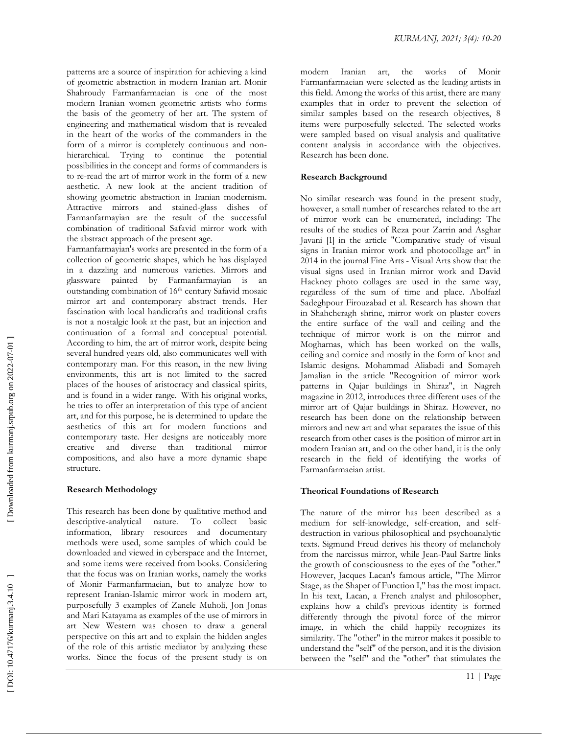patterns are a source of inspiration for achieving a kind of geometric abstraction in modern Iranian art. Monir Shahroudy Farmanfarmaeian is one of the most modern Iranian women geometric artists who forms the basis of the geometry of her art. The system of engineering and mathematical wisdom that is revealed in the heart of the works of the commanders in the form of a mirror is completely continuous and non-hierarchical. Trying to continue the potential possibilities in the concept and forms of commanders is to re-read the art of mirror work in the form of a new aesthetic. A new look at the ancient tradition of showing geometric abstraction in Iranian modernism. Attractive mirrors and stained-glass dishes of Farmanfarmayian are the result of the successful combination of traditional Safavid mirror work with the abstract approach of the present age.

Farmanfarmayian's works are presented in the form of a collection of geometric shapes, which he has displayed in a dazzling and numerous varieties. Mirrors and glassware painted by Farmanfarmayian is an outstanding combination of 16th century Safavid mosaic mirror art and contemporary abstract trends. Her fascination with local handicrafts and traditional crafts is not a nostalgic look at the past, but an injection and continuation of a formal and conceptual potential. According to him, the art of mirror work, despite being several hundred years old, also communicates well with contemporary man. For this reason, in the new living environments, this art is not limited to the sacred places of the houses of aristocracy and classical spirits, and is found in a wider range. With his original works, he tries to offer an interpretation of this type of ancient art, and for this purpose, he is determined to update the aesthetics of this art for modern functions and contemporary taste. Her designs are noticeably more creative and diverse than traditional mirror compositions, and also have a more dynamic shape structure.

## Research Methodology

This research has been done by qualitative method and descriptive-analytical nature. To collect basic information, library resources and documentary methods were used, some samples of which could be downloaded and viewed in cyberspace and the Internet, and some items were received from books. Considering that the focus was on Iranian works, namely the works of Monir Farmanfarmaeian, but to analyze how to represent Iranian-Islamic mirror work in modern art, purposefully 3 examples of Zanele Muholi, Jon Jonas and Mari Katayama as examples of the use of mirrors in art New Western was chosen to draw a general perspective on this art and to explain the hidden angles of the role of this artistic mediator by analyzing these works. Since the focus of the present study is on modern Iranian art, the works of Monir Farmanfarmaeian were selected as the leading artists in this field. Among the works of this artist, there are many examples that in order to prevent the selection of similar samples based on the research objectives, 8 items were purposefully selected. The selected works were sampled based on visual analysis and qualitative content analysis in accordance with the objectives. Research has been done.

## Research Background

No similar research was found in the present study, however, a small number of researches related to the art of mirror work can be enumerated, including: The results of the studies of Reza pour Zarrin and Asghar Javani [1] in the article "Comparative study of visual signs in Iranian mirror work and photocollage art" in 2014 in the journal Fine Arts - Visual Arts show that the visual signs used in Iranian mirror work and David Hackney photo collages are used in the same way, regardless of the sum of time and place. Abolfazl Sadeghpour Firouzabad et al. Research has shown that in Shahcheragh shrine, mirror work on plaster covers the entire surface of the wall and ceiling and the technique of mirror work is on the mirror and Mogharnas, which has been worked on the walls, ceiling and cornice and mostly in the form of knot and Islamic designs. Mohammad Aliabadi and Somayeh Jamalian in the article "Recognition of mirror work patterns in Qajar buildings in Shiraz", in Nagreh magazine in 2012, introduces three different uses of the mirror art of Qajar buildings in Shiraz. However, no research has been done on the relationship between mirrors and new art and what separates the issue of this research from other cases is the position of mirror art in modern Iranian art, and on the other hand, it is the only research in the field of identifying the works of Farmanfarmaeian artist.

## Theorical Foundations of Research

The nature of the mirror has been described as a medium for self-knowledge, self-creation, and self-destruction in various philosophical and psychoanalytic texts. Sigmund Freud derives his theory of melancholy from the narcissus mirror, while Jean-Paul Sartre links the growth of consciousness to the eyes of the "other." However, Jacques Lacan's famous article, "The Mirror Stage, as the Shaper of Function I," has the most impact. In his text, Lacan, a French analyst and philosopher, explains how a child's previous identity is formed differently through the pivotal force of the mirror image, in which the child happily recognizes its similarity. The "other" in the mirror makes it possible to understand the "self" of the person, and it is the division between the "self" and the "other" that stimulates the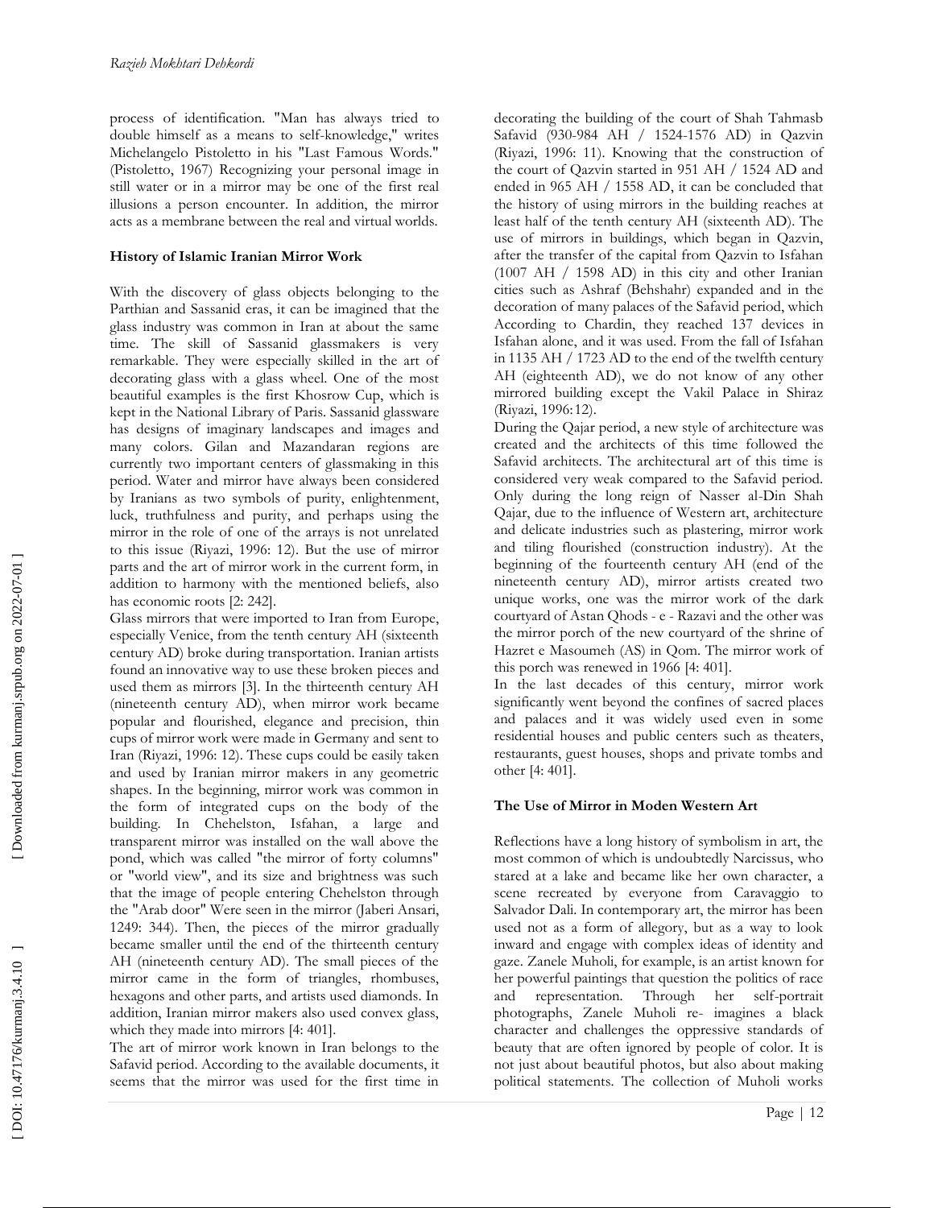process of identification. "Man has always tried to double himself as a means to self-knowledge," writes Michelangelo Pistoletto in his "Last Famous Words." (Pistoletto, 1967) Recognizing your personal image in still water or in a mirror may be one of the first real illusions a person encounter. In addition, the mirror acts as a membrane between the real and virtual worlds.

### History of Islamic Iranian Mirror Work

With the discovery of glass objects belonging to the Parthian and Sassanid eras, it can be imagined that the glass industry was common in Iran at about the same time. The skill of Sassanid glassmakers is very remarkable. They were especially skilled in the art of decorating glass with a glass wheel. One of the most beautiful examples is the first Khosrow Cup, which is kept in the National Library of Paris. Sassanid glassware has designs of imaginary landscapes and images and many colors. Gilan and Mazandaran regions are currently two important centers of glassmaking in this period. Water and mirror have always been considered by Iranians as two symbols of purity, enlightenment, luck, truthfulness and purity, and perhaps using the mirror in the role of one of the arrays is not unrelated to this issue (Riyazi, 1996: 12). But the use of mirror parts and the art of mirror work in the current form, in addition to harmony with the mentioned beliefs, also has economic roots [2: 242].

Glass mirrors that were imported to Iran from Europe, especially Venice, from the tenth century AH (sixteenth century AD) broke during transportation. Iranian artists found an innovative way to use these broken pieces and used them as mirrors [3]. In the thirteenth century AH (nineteenth century AD), when mirror work became popular and flourished, elegance and precision, thin cups of mirror work were made in Germany and sent to Iran (Riyazi, 1996: 12). These cups could be easily taken and used by Iranian mirror makers in any geometric shapes. In the beginning, mirror work was common in the form of integrated cups on the body of the building. In Chehelston, Isfahan, a large and transparent mirror was installed on the wall above the pond, which was called "the mirror of forty columns" or "world view", and its size and brightness was such that the image of people entering Chehelston through the "Arab door" Were seen in the mirror (Jaberi Ansari, 1249: 344). Then, the pieces of the mirror gradually became smaller until the end of the thirteenth century AH (nineteenth century AD). The small pieces of the mirror came in the form of triangles, rhombuses, hexagons and other parts, and artists used diamonds. In addition, Iranian mirror makers also used convex glass, which they made into mirrors [4: 401].

The art of mirror work known in Iran belongs to the Safavid period. According to the available documents, it seems that the mirror was used for the first time in decorating the building of the court of Shah Tahmasb Safavid (930-984 AH / 1524-1576 AD) in Qazvin (Riyazi, 1996: 11). Knowing that the construction of the court of Qazvin started in 951 AH / 1524 AD and ended in 965 AH / 1558 AD, it can be concluded that the history of using mirrors in the building reaches at least half of the tenth century AH (sixteenth AD). The use of mirrors in buildings, which began in Qazvin, after the transfer of the capital from Qazvin to Isfahan (1007 AH / 1598 AD) in this city and other Iranian cities such as Ashraf (Behshahr) expanded and in the decoration of many palaces of the Safavid period, which According to Chardin, they reached 137 devices in Isfahan alone, and it was used. From the fall of Isfahan in 1135 AH / 1723 AD to the end of the twelfth century AH (eighteenth AD), we do not know of any other mirrored building except the Vakil Palace in Shiraz (Riyazi, 1996:12).

During the Qajar period, a new style of architecture was created and the architects of this time followed the Safavid architects. The architectural art of this time is considered very weak compared to the Safavid period. Only during the long reign of Nasser al-Din Shah Qajar, due to the influence of Western art, architecture and delicate industries such as plastering, mirror work and tiling flourished (construction industry). At the beginning of the fourteenth century AH (end of the nineteenth century AD), mirror artists created two unique works, one was the mirror work of the dark courtyard of Astan Qhods - e - Razavi and the other was the mirror porch of the new courtyard of the shrine of Hazret e Masoumeh (AS) in Qom. The mirror work of this porch was renewed in 1966 [4: 401].

In the last decades of this century, mirror work significantly went beyond the confines of sacred places and palaces and it was widely used even in some residential houses and public centers such as theaters, restaurants, guest houses, shops and private tombs and other [4: 401].

### The Use of Mirror in Moden Western Art

Reflections have a long history of symbolism in art, the most common of which is undoubtedly Narcissus, who stared at a lake and became like her own character, a scene recreated by everyone from Caravaggio to Salvador Dali. In contemporary art, the mirror has been used not as a form of allegory, but as a way to look inward and engage with complex ideas of identity and gaze. Zanele Muholi, for example, is an artist known for her powerful paintings that question the politics of race and representation. Through her self-portrait photographs, Zanele Muholi re- imagines a black character and challenges the oppressive standards of beauty that are often ignored by people of color. It is not just about beautiful photos, but also about making political statements. The collection of Muholi works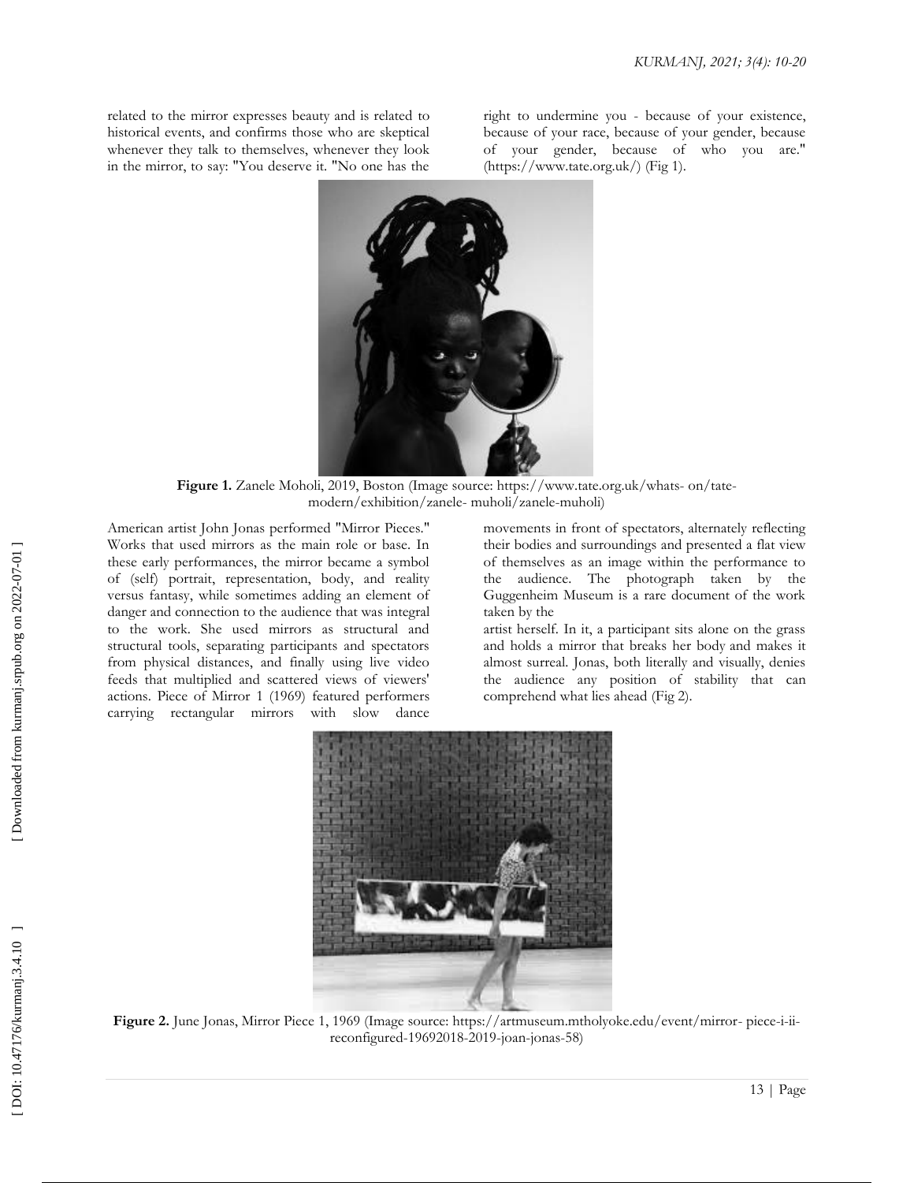related to the mirror expresses beauty and is related to historical events, and confirms those who are skeptical whenever they talk to themselves, whenever they look in the mirror, to say: "You deserve it. "No one has the right to undermine you - because of your existence, because of your race, because of your gender, because of your gender, because of who you are." (https://www.tate.org.uk/) (Fig 1).

**Figure 1.** Zanele Moholi, 2019, Boston (Image source: https://www.tate.org.uk/whats- on/tate-modern/exhibition/zanele- muholi/zanele-muholi)

American artist John Jonas performed "Mirror Pieces." Works that used mirrors as the main role or base. In these early performances, the mirror became a symbol of (self) portrait, representation, body, and reality versus fantasy, while sometimes adding an element of danger and connection to the audience that was integral to the work. She used mirrors as structural and structural tools, separating participants and spectators from physical distances, and finally using live video feeds that multiplied and scattered views of viewers' actions. Piece of Mirror 1 (1969) featured performers carrying rectangular mirrors with slow dance movements in front of spectators, alternately reflecting their bodies and surroundings and presented a flat view of themselves as an image within the performance to the audience. The photograph taken by the Guggenheim Museum is a rare document of the work taken by the artist herself. In it, a participant sits alone on the grass and holds a mirror that breaks her body and makes it almost surreal. Jonas, both literally and visually, denies the audience any position of stability that can comprehend what lies ahead (Fig 2).

**Figure 2.** June Jonas, Mirror Piece 1, 1969 (Image source: https://artmuseum.mtholyoke.edu/event/mirror- piece-i-ii-reconfigured-19692018-2019-joan-jonas-58)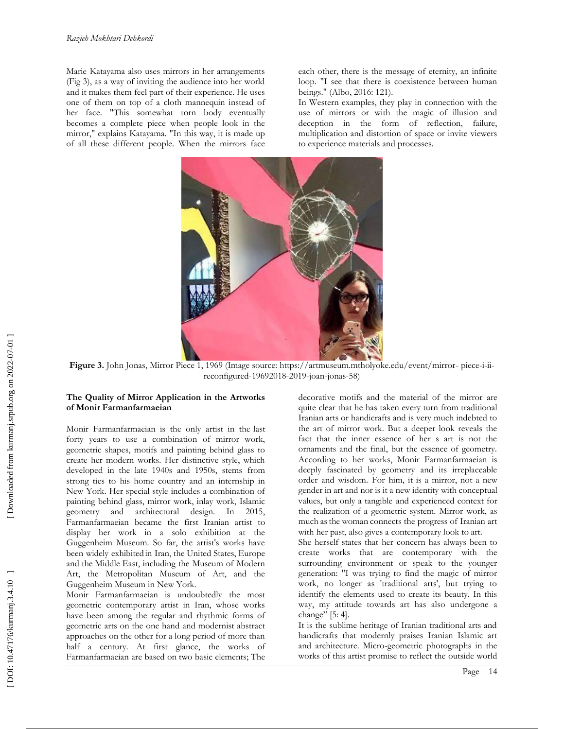Marie Katayama also uses mirrors in her arrangements (Fig 3), as a way of inviting the audience into her world and it makes them feel part of their experience. He uses one of them on top of a cloth mannequin instead of her face. "This somewhat torn body eventually becomes a complete piece when people look in the mirror," explains Katayama. "In this way, it is made up of all these different people. When the mirrors face each other, there is the message of eternity, an infinite loop. "I see that there is coexistence between human beings." (Albo, 2016: 121).

In Western examples, they play in connection with the use of mirrors or with the magic of illusion and deception in the form of reflection, failure, multiplication and distortion of space or invite viewers to experience materials and processes.

**Figure 3.** John Jonas, Mirror Piece 1, 1969 (Image source: https://artmuseum.mtholyoke.edu/event/mirror- piece-i-ii-reconfigured-19692018-2019-joan-jonas-58)

### The Quality of Mirror Application in the Artworks of Monir Farmanfarmaeian

Monir Farmanfarmaeian is the only artist in the last forty years to use a combination of mirror work, geometric shapes, motifs and painting behind glass to create her modern works. Her distinctive style, which developed in the late 1940s and 1950s, stems from strong ties to his home country and an internship in New York. Her special style includes a combination of painting behind glass, mirror work, inlay work, Islamic geometry and architectural design. In 2015, Farmanfarmaeian became the first Iranian artist to display her work in a solo exhibition at the Guggenheim Museum. So far, the artist's works have been widely exhibited in Iran, the United States, Europe and the Middle East, including the Museum of Modern Art, the Metropolitan Museum of Art, and the Guggenheim Museum in New York.

Monir Farmanfarmaeian is undoubtedly the most geometric contemporary artist in Iran, whose works have been among the regular and rhythmic forms of geometric arts on the one hand and modernist abstract approaches on the other for a long period of more than half a century. At first glance, the works of Farmanfarmaeian are based on two basic elements; The decorative motifs and the material of the mirror are quite clear that he has taken every turn from traditional Iranian arts or handicrafts and is very much indebted to the art of mirror work. But a deeper look reveals the fact that the inner essence of her s art is not the ornaments and the final, but the essence of geometry. According to her works, Monir Farmanfarmaeian is deeply fascinated by geometry and its irreplaceable order and wisdom. For him, it is a mirror, not a new gender in art and nor is it a new identity with conceptual values, but only a tangible and experienced context for the realization of a geometric system. Mirror work, as much as the woman connects the progress of Iranian art with her past, also gives a contemporary look to art.

She herself states that her concern has always been to create works that are contemporary with the surrounding environment or speak to the younger generation: "I was trying to find the magic of mirror work, no longer as 'traditional arts', but trying to identify the elements used to create its beauty. In this way, my attitude towards art has also undergone a change" [5: 4].

It is the sublime heritage of Iranian traditional arts and handicrafts that modernly praises Iranian Islamic art and architecture. Micro-geometric photographs in the works of this artist promise to reflect the outside world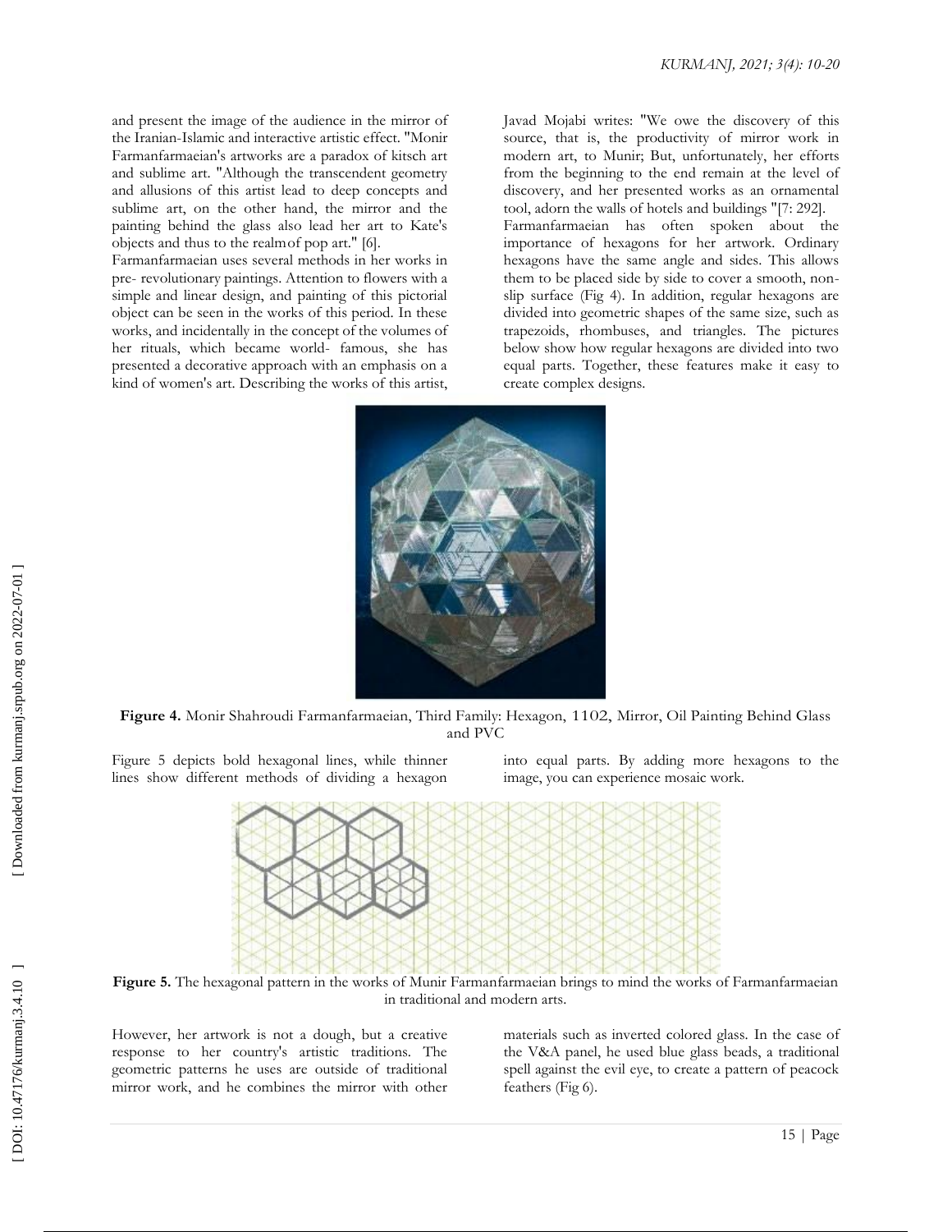and present the image of the audience in the mirror of the Iranian-Islamic and interactive artistic effect. "Monir Farmanfarmaeian's artworks are a paradox of kitsch art and sublime art. "Although the transcendent geometry and allusions of this artist lead to deep concepts and sublime art, on the other hand, the mirror and the painting behind the glass also lead her art to Kate's objects and thus to the realmof pop art." [6].

Farmanfarmaeian uses several methods in her works in pre- revolutionary paintings. Attention to flowers with a simple and linear design, and painting of this pictorial object can be seen in the works of this period. In these works, and incidentally in the concept of the volumes of her rituals, which became world- famous, she has presented a decorative approach with an emphasis on a kind of women's art. Describing the works of this artist, Javad Mojabi writes: "We owe the discovery of this source, that is, the productivity of mirror work in modern art, to Munir; But, unfortunately, her efforts from the beginning to the end remain at the level of discovery, and her presented works as an ornamental tool, adorn the walls of hotels and buildings "[7: 292].

Farmanfarmaeian has often spoken about the importance of hexagons for her artwork. Ordinary hexagons have the same angle and sides. This allows them to be placed side by side to cover a smooth, non-slip surface (Fig 4). In addition, regular hexagons are divided into geometric shapes of the same size, such as trapezoids, rhombuses, and triangles. The pictures below show how regular hexagons are divided into two equal parts. Together, these features make it easy to create complex designs.

**Figure 4.** Monir Shahroudi Farmanfarmaeian, Third Family: Hexagon, 1102, Mirror, Oil Painting Behind Glass and PVC

Figure 5 depicts bold hexagonal lines, while thinner lines show different methods of dividing a hexagon into equal parts. By adding more hexagons to the image, you can experience mosaic work.

**Figure 5.** The hexagonal pattern in the works of Munir Farmanfarmaeian brings to mind the works of Farmanfarmaeian in traditional and modern arts.

However, her artwork is not a dough, but a creative response to her country's artistic traditions. The geometric patterns he uses are outside of traditional mirror work, and he combines the mirror with other materials such as inverted colored glass. In the case of the V&A panel, he used blue glass beads, a traditional spell against the evil eye, to create a pattern of peacock feathers (Fig 6).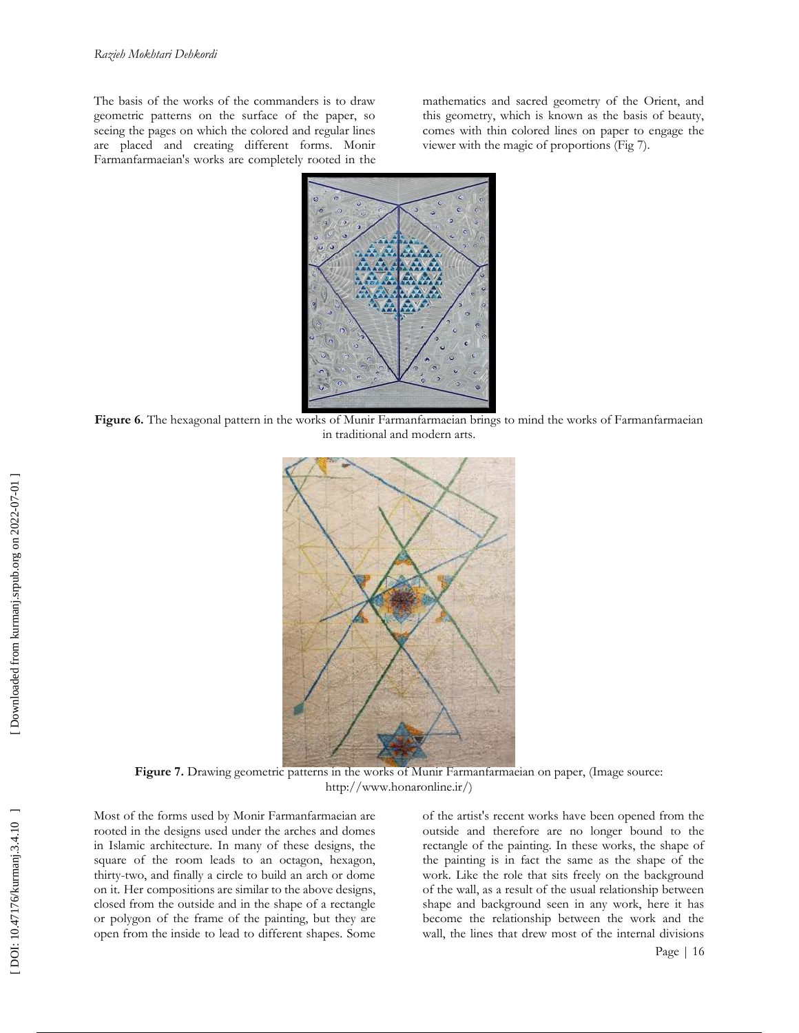The basis of the works of the commanders is to draw geometric patterns on the surface of the paper, so seeing the pages on which the colored and regular lines are placed and creating different forms. Monir Farmanfarmaeian's works are completely rooted in the mathematics and sacred geometry of the Orient, and this geometry, which is known as the basis of beauty, comes with thin colored lines on paper to engage the viewer with the magic of proportions (Fig 7).

**Figure 6.** The hexagonal pattern in the works of Munir Farmanfarmaeian brings to mind the works of Farmanfarmaeian in traditional and modern arts.

**Figure 7.** Drawing geometric patterns in the works of Munir Farmanfarmaeian on paper, (Image source: http://www.honaronline.ir/)

Most of the forms used by Monir Farmanfarmaeian are rooted in the designs used under the arches and domes in Islamic architecture. In many of these designs, the square of the room leads to an octagon, hexagon, thirty-two, and finally a circle to build an arch or dome on it. Her compositions are similar to the above designs, closed from the outside and in the shape of a rectangle or polygon of the frame of the painting, but they are open from the inside to lead to different shapes. Some of the artist's recent works have been opened from the outside and therefore are no longer bound to the rectangle of the painting. In these works, the shape of the painting is in fact the same as the shape of the work. Like the role that sits freely on the background of the wall, as a result of the usual relationship between shape and background seen in any work, here it has become the relationship between the work and the wall, the lines that drew most of the internal divisions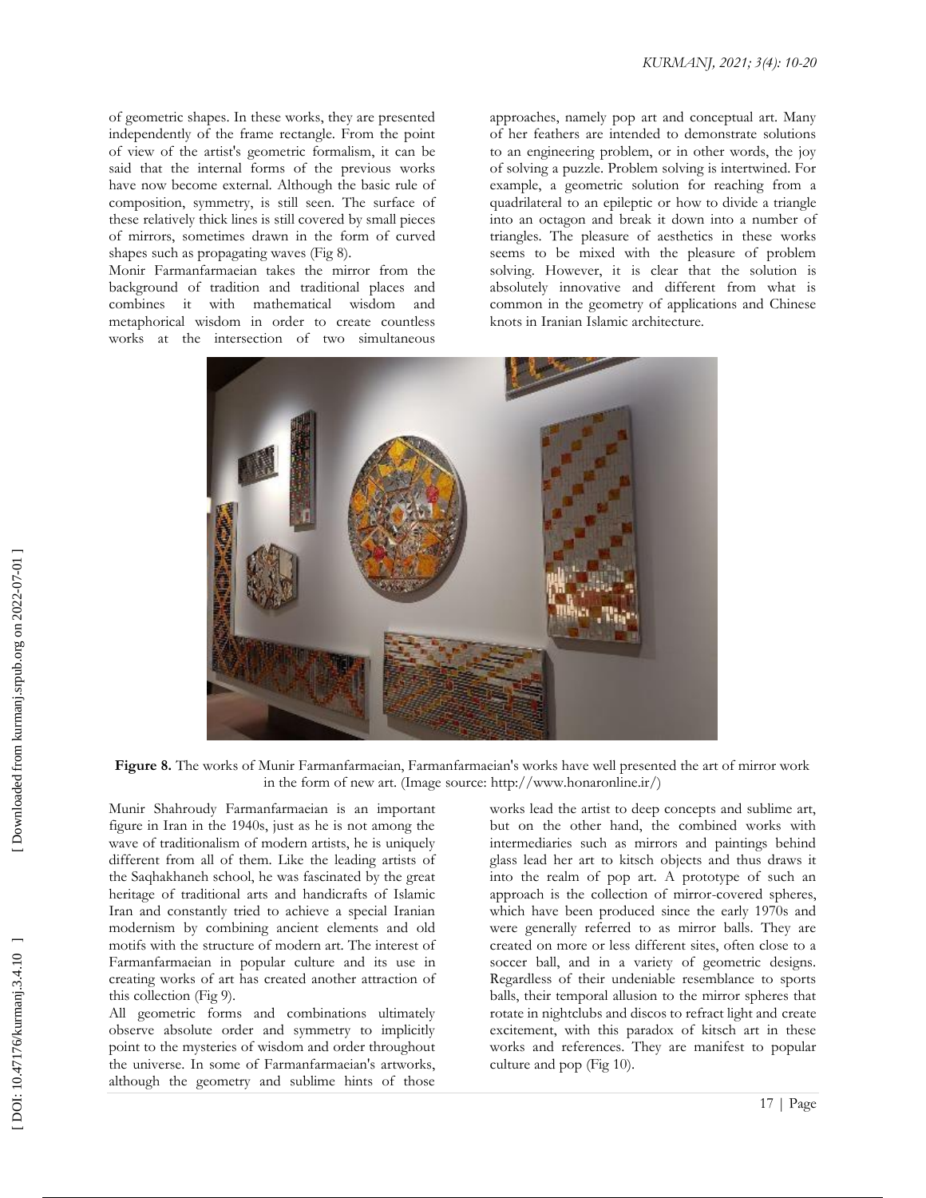of geometric shapes. In these works, they are presented independently of the frame rectangle. From the point of view of the artist's geometric formalism, it can be said that the internal forms of the previous works have now become external. Although the basic rule of composition, symmetry, is still seen. The surface of these relatively thick lines is still covered by small pieces of mirrors, sometimes drawn in the form of curved shapes such as propagating waves (Fig 8).

Monir Farmanfarmaeian takes the mirror from the background of tradition and traditional places and combines it with mathematical wisdom and metaphorical wisdom in order to create countless works at the intersection of two simultaneous approaches, namely pop art and conceptual art. Many of her feathers are intended to demonstrate solutions to an engineering problem, or in other words, the joy of solving a puzzle. Problem solving is intertwined. For example, a geometric solution for reaching from a quadrilateral to an epileptic or how to divide a triangle into an octagon and break it down into a number of triangles. The pleasure of aesthetics in these works seems to be mixed with the pleasure of problem solving. However, it is clear that the solution is absolutely innovative and different from what is common in the geometry of applications and Chinese knots in Iranian Islamic architecture.

**Figure 8.** The works of Munir Farmanfarmaeian, Farmanfarmaeian's works have well presented the art of mirror work in the form of new art. (Image source: http://www.honaronline.ir/)

Munir Shahroudy Farmanfarmaeian is an important figure in Iran in the 1940s, just as he is not among the wave of traditionalism of modern artists, he is uniquely different from all of them. Like the leading artists of the Saqhakhaneh school, he was fascinated by the great heritage of traditional arts and handicrafts of Islamic Iran and constantly tried to achieve a special Iranian modernism by combining ancient elements and old motifs with the structure of modern art. The interest of Farmanfarmaeian in popular culture and its use in creating works of art has created another attraction of this collection (Fig 9).

All geometric forms and combinations ultimately observe absolute order and symmetry to implicitly point to the mysteries of wisdom and order throughout the universe. In some of Farmanfarmaeian's artworks, although the geometry and sublime hints of those works lead the artist to deep concepts and sublime art, but on the other hand, the combined works with intermediaries such as mirrors and paintings behind glass lead her art to kitsch objects and thus draws it into the realm of pop art. A prototype of such an approach is the collection of mirror-covered spheres, which have been produced since the early 1970s and were generally referred to as mirror balls. They are created on more or less different sites, often close to a soccer ball, and in a variety of geometric designs. Regardless of their undeniable resemblance to sports balls, their temporal allusion to the mirror spheres that rotate in nightclubs and discos to refract light and create excitement, with this paradox of kitsch art in these works and references. They are manifest to popular culture and pop (Fig 10).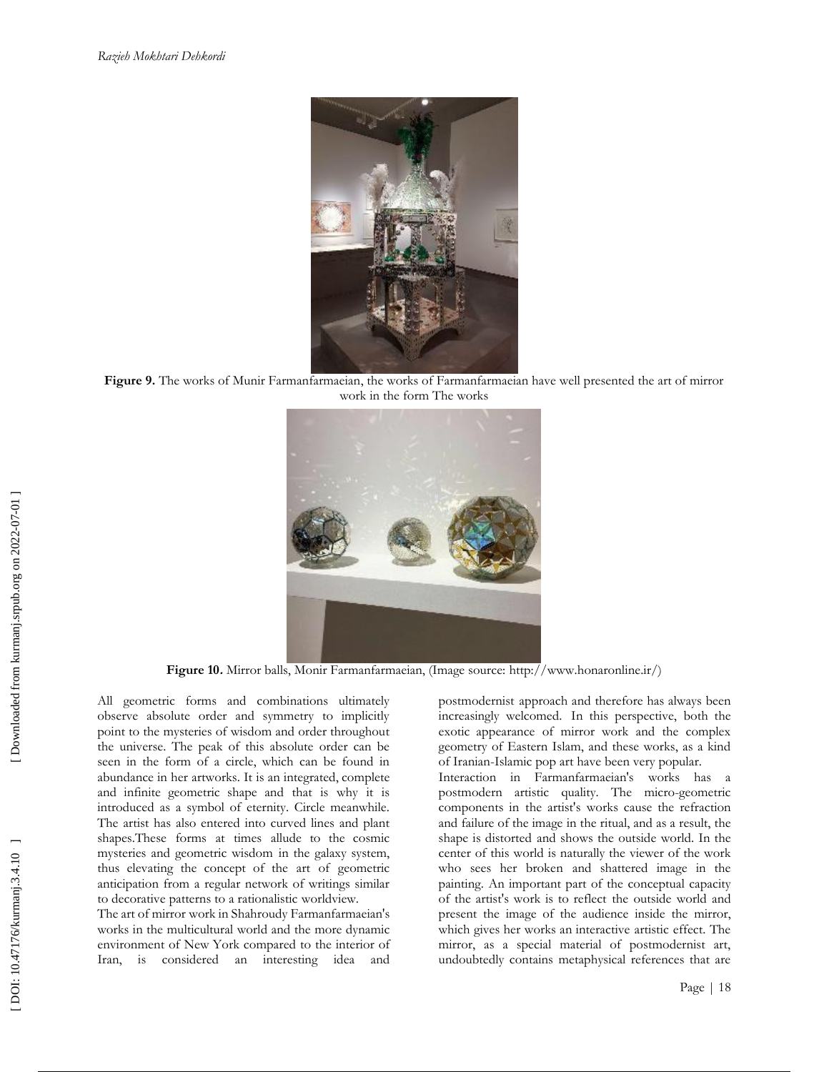Figure 9. The works of Munir Farmanfarmaeian, the works of Farmanfarmaeian have well presented the art of mirror work in the form The works

Figure 10. Mirror balls, Monir Farmanfarmaeian, (Image source: http://www.honaronline.ir/)

All geometric forms and combinations ultimately observe absolute order and symmetry to implicitly point to the mysteries of wisdom and order throughout the universe. The peak of this absolute order can be seen in the form of a circle, which can be found in abundance in her artworks. It is an integrated, complete and infinite geometric shape and that is why it is introduced as a symbol of eternity. Circle meanwhile. The artist has also entered into curved lines and plant shapes.These forms at times allude to the cosmic mysteries and geometric wisdom in the galaxy system, thus elevating the concept of the art of geometric anticipation from a regular network of writings similar to decorative patterns to a rationalistic worldview.

The art of mirror work in Shahroudy Farmanfarmaeian's works in the multicultural world and the more dynamic environment of New York compared to the interior of Iran, is considered an interesting idea and postmodernist approach and therefore has always been increasingly welcomed. In this perspective, both the exotic appearance of mirror work and the complex geometry of Eastern Islam, and these works, as a kind of Iranian-Islamic pop art have been very popular.

Interaction in Farmanfarmaeian's works has a postmodern artistic quality. The micro-geometric components in the artist's works cause the refraction and failure of the image in the ritual, and as a result, the shape is distorted and shows the outside world. In the center of this world is naturally the viewer of the work who sees her broken and shattered image in the painting. An important part of the conceptual capacity of the artist's work is to reflect the outside world and present the image of the audience inside the mirror, which gives her works an interactive artistic effect. The mirror, as a special material of postmodernist art, undoubtedly contains metaphysical references that are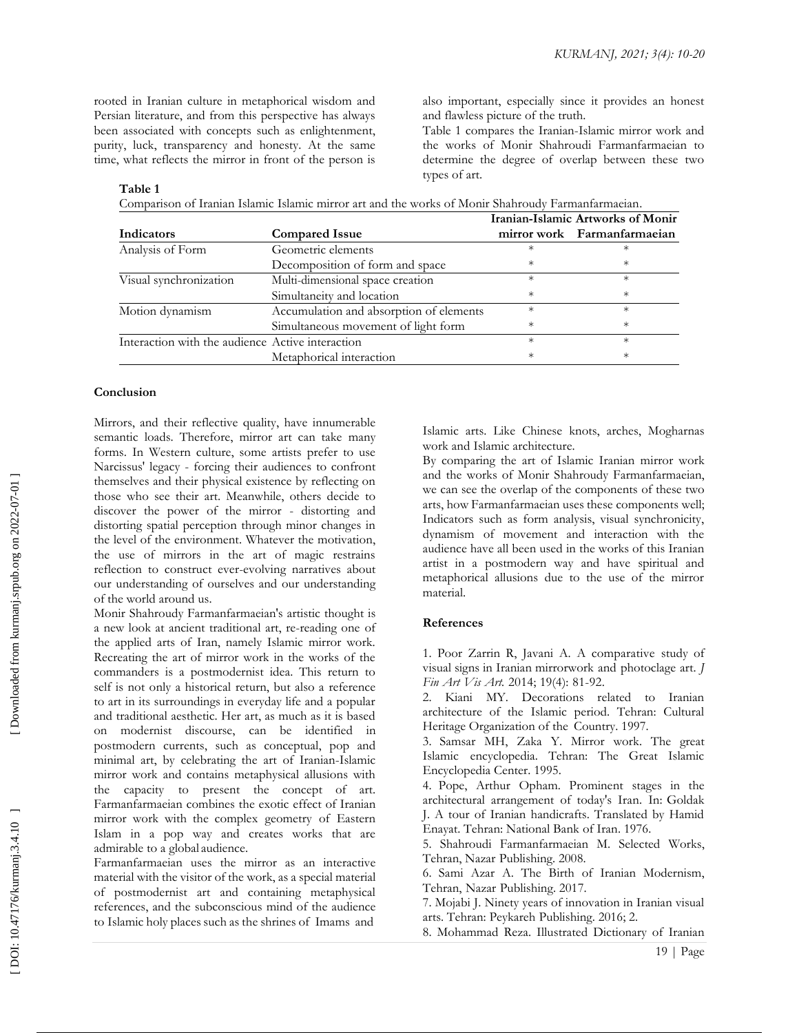rooted in Iranian culture in metaphorical wisdom and Persian literature, and from this perspective has always been associated with concepts such as enlightenment, purity, luck, transparency and honesty. At the same time, what reflects the mirror in front of the person is also important, especially since it provides an honest and flawless picture of the truth.

Table 1 compares the Iranian-Islamic mirror work and the works of Monir Shahroudi Farmanfarmaeian to determine the degree of overlap between these two types of art.

**Table 1**

Comparison of Iranian Islamic Islamic mirror art and the works of Monir Shahroudy Farmanfarmaeian.

| Indicators | Compared Issue | Iranian-Islamic mirror work | Artworks of Monir Farmanfarmaeian |
|---|---|---|---|
| Analysis of Form | Geometric elements | * | * |
| | Decomposition of form and space | * | * |
| Visual synchronization | Multi-dimensional space creation | * | * |
| | Simultaneity and location | * | * |
| Motion dynamism | Accumulation and absorption of elements | * | * |
| | Simultaneous movement of light form | * | * |
| Interaction with the audience | Active interaction | * | * |
| | Metaphorical interaction | * | * |

**Conclusion**

Mirrors, and their reflective quality, have innumerable semantic loads. Therefore, mirror art can take many forms. In Western culture, some artists prefer to use Narcissus' legacy - forcing their audiences to confront themselves and their physical existence by reflecting on those who see their art. Meanwhile, others decide to discover the power of the mirror - distorting and distorting spatial perception through minor changes in the level of the environment. Whatever the motivation, the use of mirrors in the art of magic restrains reflection to construct ever-evolving narratives about our understanding of ourselves and our understanding of the world around us.

Monir Shahroudy Farmanfarmaeian's artistic thought is a new look at ancient traditional art, re-reading one of the applied arts of Iran, namely Islamic mirror work. Recreating the art of mirror work in the works of the commanders is a postmodernist idea. This return to self is not only a historical return, but also a reference to art in its surroundings in everyday life and a popular and traditional aesthetic. Her art, as much as it is based on modernist discourse, can be identified in postmodern currents, such as conceptual, pop and minimal art, by celebrating the art of Iranian-Islamic mirror work and contains metaphysical allusions with the capacity to present the concept of art. Farmanfarmaeian combines the exotic effect of Iranian mirror work with the complex geometry of Eastern Islam in a pop way and creates works that are admirable to a global audience.

Farmanfarmaeian uses the mirror as an interactive material with the visitor of the work, as a special material of postmodernist art and containing metaphysical references, and the subconscious mind of the audience to Islamic holy places such as the shrines of Imams and Islamic arts. Like Chinese knots, arches, Mogharnas work and Islamic architecture.

By comparing the art of Islamic Iranian mirror work and the works of Monir Shahroudy Farmanfarmaeian, we can see the overlap of the components of these two arts, how Farmanfarmaeian uses these components well; Indicators such as form analysis, visual synchronicity, dynamism of movement and interaction with the audience have all been used in the works of this Iranian artist in a postmodern way and have spiritual and metaphorical allusions due to the use of the mirror material.

**References**

1. Poor Zarrin R, Javani A. A comparative study of visual signs in Iranian mirrorwork and photoclage art. *J Fin Art Vis Art.* 2014; 19(4): 81-92.
2. Kiani MY. Decorations related to Iranian architecture of the Islamic period. Tehran: Cultural Heritage Organization of the Country. 1997.
3. Samsar MH, Zaka Y. Mirror work. The great Islamic encyclopedia. Tehran: The Great Islamic Encyclopedia Center. 1995.
4. Pope, Arthur Opham. Prominent stages in the architectural arrangement of today's Iran. In: Goldak J. A tour of Iranian handicrafts. Translated by Hamid Enayat. Tehran: National Bank of Iran. 1976.
5. Shahroudi Farmanfarmaeian M. Selected Works, Tehran, Nazar Publishing. 2008.
6. Sami Azar A. The Birth of Iranian Modernism, Tehran, Nazar Publishing. 2017.
7. Mojabi J. Ninety years of innovation in Iranian visual arts. Tehran: Peykareh Publishing. 2016; 2.
8. Mohammad Reza. Illustrated Dictionary of Iranian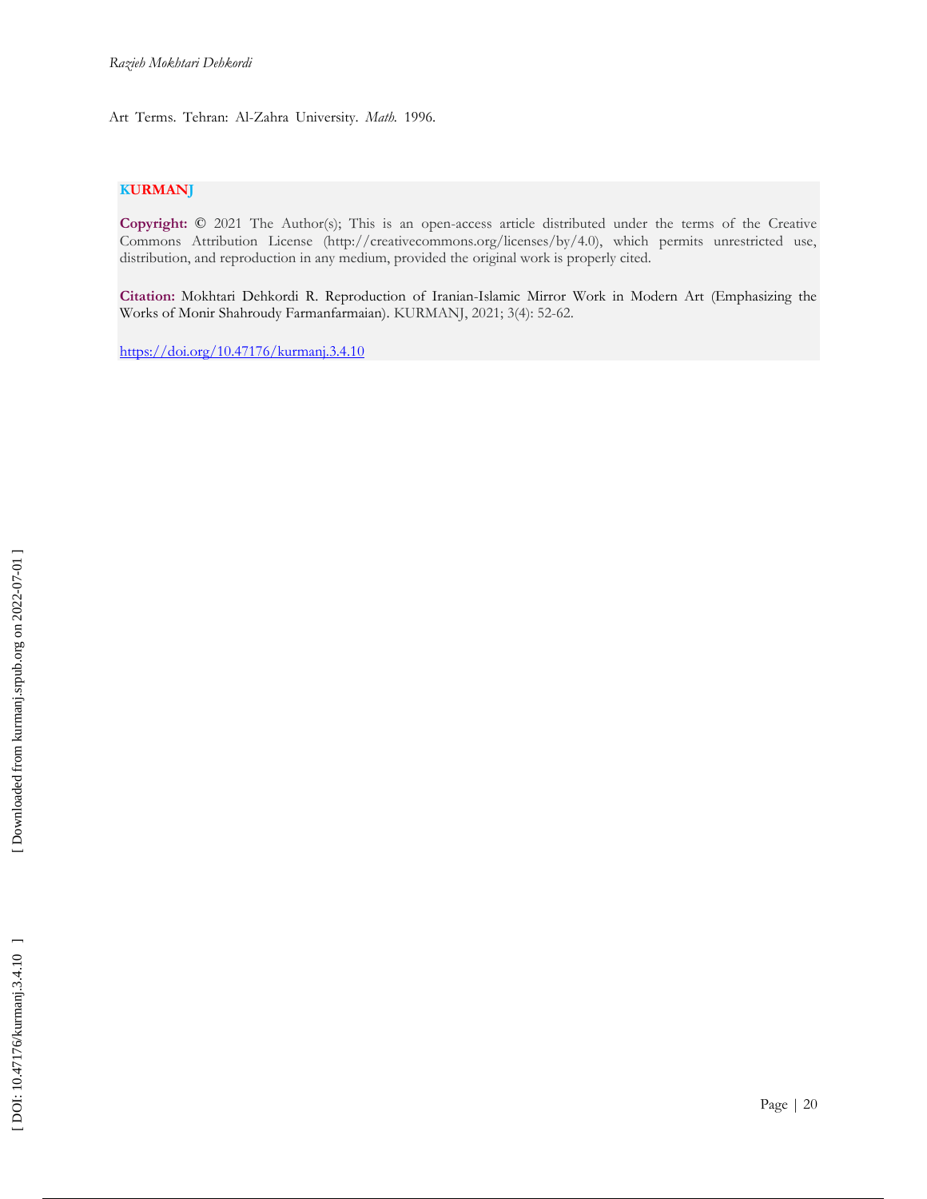Art Terms. Tehran: Al-Zahra University. *Math.* 1996.

**KURMANJ**

**Copyright:** © 2021 The Author(s); This is an open-access article distributed under the terms of the Creative Commons Attribution License (http://creativecommons.org/licenses/by/4.0), which permits unrestricted use, distribution, and reproduction in any medium, provided the original work is properly cited.

**Citation:** Mokhtari Dehkordi R. Reproduction of Iranian-Islamic Mirror Work in Modern Art (Emphasizing the Works of Monir Shahroudy Farmanfarmaian). KURMANJ, 2021; 3(4): 52-62.

https://doi.org/10.47176/kurmanj.3.4.10